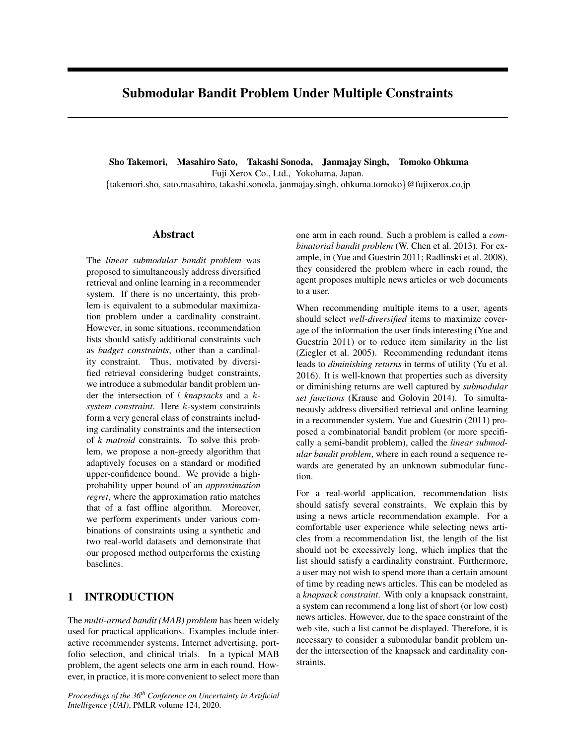# Submodular Bandit Problem Under Multiple Constraints

**Sho Takemori, Masahiro Sato, Takashi Sonoda, Janmajay Singh, Tomoko Ohkuma**
Fuji Xerox Co., Ltd., Yokohama, Japan.
{takemori.sho, sato.masahiro, takashi.sonoda, janmajay.singh, ohkuma.tomoko}@fujixerox.co.jp

## Abstract

The *linear submodular bandit problem* was proposed to simultaneously address diversified retrieval and online learning in a recommender system. If there is no uncertainty, this problem is equivalent to a submodular maximization problem under a cardinality constraint. However, in some situations, recommendation lists should satisfy additional constraints such as *budget constraints*, other than a cardinality constraint. Thus, motivated by diversified retrieval considering budget constraints, we introduce a submodular bandit problem under the intersection of $l$ *knapsacks* and a $k$-*system constraint*. Here $k$-system constraints form a very general class of constraints including cardinality constraints and the intersection of $k$ *matroid* constraints. To solve this problem, we propose a non-greedy algorithm that adaptively focuses on a standard or modified upper-confidence bound. We provide a high-probability upper bound of an *approximation regret*, where the approximation ratio matches that of a fast offline algorithm. Moreover, we perform experiments under various combinations of constraints using a synthetic and two real-world datasets and demonstrate that our proposed method outperforms the existing baselines.

## 1 INTRODUCTION

The *multi-armed bandit (MAB) problem* has been widely used for practical applications. Examples include interactive recommender systems, Internet advertising, portfolio selection, and clinical trials. In a typical MAB problem, the agent selects one arm in each round. However, in practice, it is more convenient to select more than one arm in each round. Such a problem is called a *combinatorial bandit problem* (W. Chen et al. 2013). For example, in (Yue and Guestrin 2011; Radlinski et al. 2008), they considered the problem where in each round, the agent proposes multiple news articles or web documents to a user.

When recommending multiple items to a user, agents should select *well-diversified* items to maximize coverage of the information the user finds interesting (Yue and Guestrin 2011) or to reduce item similarity in the list (Ziegler et al. 2005). Recommending redundant items leads to *diminishing returns* in terms of utility (Yu et al. 2016). It is well-known that properties such as diversity or diminishing returns are well captured by *submodular set functions* (Krause and Golovin 2014). To simultaneously address diversified retrieval and online learning in a recommender system, Yue and Guestrin (2011) proposed a combinatorial bandit problem (or more specifically a semi-bandit problem), called the *linear submodular bandit problem*, where in each round a sequence rewards are generated by an unknown submodular function.

For a real-world application, recommendation lists should satisfy several constraints. We explain this by using a news article recommendation example. For a comfortable user experience while selecting news articles from a recommendation list, the length of the list should not be excessively long, which implies that the list should satisfy a cardinality constraint. Furthermore, a user may not wish to spend more than a certain amount of time by reading news articles. This can be modeled as a *knapsack constraint*. With only a knapsack constraint, a system can recommend a long list of short (or low cost) news articles. However, due to the space constraint of the web site, such a list cannot be displayed. Therefore, it is necessary to consider a submodular bandit problem under the intersection of the knapsack and cardinality constraints.

*Proceedings of the 36th Conference on Uncertainty in Artificial Intelligence (UAI)*, PMLR volume 124, 2020.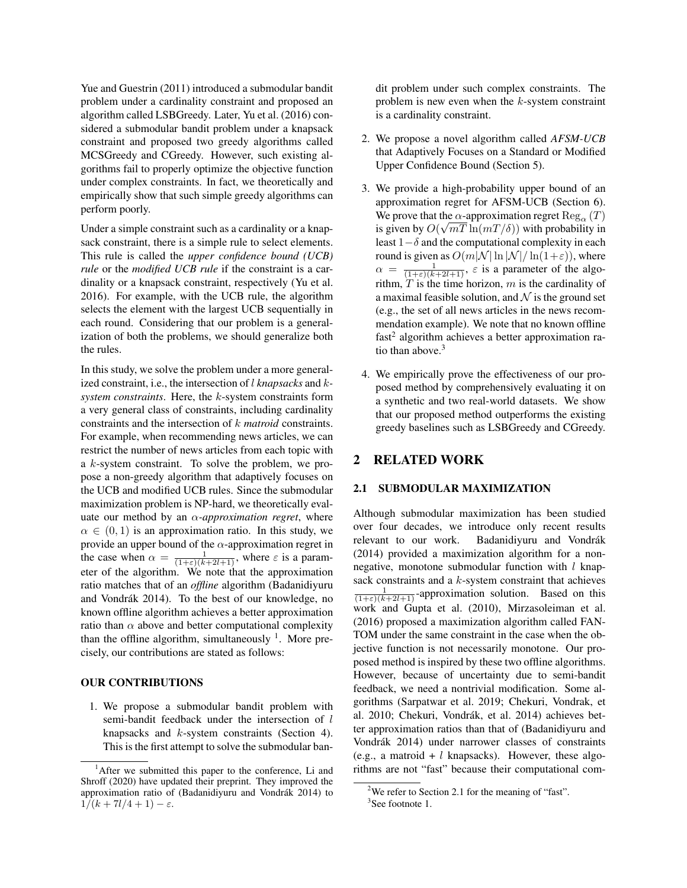Yue and Guestrin (2011) introduced a submodular bandit problem under a cardinality constraint and proposed an algorithm called LSBGreedy. Later, Yu et al. (2016) considered a submodular bandit problem under a knapsack constraint and proposed two greedy algorithms called MCSGreedy and CGreedy. However, such existing algorithms fail to properly optimize the objective function under complex constraints. In fact, we theoretically and empirically show that such simple greedy algorithms can perform poorly.

Under a simple constraint such as a cardinality or a knapsack constraint, there is a simple rule to select elements. This rule is called the *upper confidence bound (UCB) rule* or the *modified UCB rule* if the constraint is a cardinality or a knapsack constraint, respectively (Yu et al. 2016). For example, with the UCB rule, the algorithm selects the element with the largest UCB sequentially in each round. Considering that our problem is a generalization of both the problems, we should generalize both the rules.

In this study, we solve the problem under a more generalized constraint, i.e., the intersection of $l$ *knapsacks* and $k$-*system constraints*. Here, the $k$-system constraints form a very general class of constraints, including cardinality constraints and the intersection of $k$ *matroid* constraints. For example, when recommending news articles, we can restrict the number of news articles from each topic with a $k$-system constraint. To solve the problem, we propose a non-greedy algorithm that adaptively focuses on the UCB and modified UCB rules. Since the submodular maximization problem is NP-hard, we theoretically evaluate our method by an $\alpha$-*approximation regret*, where $\alpha \in (0, 1)$ is an approximation ratio. In this study, we provide an upper bound of the $\alpha$-approximation regret in the case when $\alpha = \frac{1}{(1+\varepsilon)(k+2l+1)}$, where $\varepsilon$ is a parameter of the algorithm. We note that the approximation ratio matches that of an *offline* algorithm (Badanidiyuru and Vondrák 2014). To the best of our knowledge, no known offline algorithm achieves a better approximation ratio than $\alpha$ above and better computational complexity than the offline algorithm, simultaneously [1]. More precisely, our contributions are stated as follows:

### OUR CONTRIBUTIONS

1. We propose a submodular bandit problem with semi-bandit feedback under the intersection of $l$ knapsacks and $k$-system constraints (Section 4). This is the first attempt to solve the submodular bandit problem under such complex constraints. The problem is new even when the $k$-system constraint is a cardinality constraint.

2. We propose a novel algorithm called *AFSM-UCB* that Adaptively Focuses on a Standard or Modified Upper Confidence Bound (Section 5).

3. We provide a high-probability upper bound of an approximation regret for AFSM-UCB (Section 6). We prove that the $\alpha$-approximation regret $\mathrm{Reg}_\alpha(T)$ is given by $O(\sqrt{mT}\ln(mT/\delta))$ with probability in least $1-\delta$ and the computational complexity in each round is given as $O(m|\mathcal{N}|\ln|\mathcal{N}|/\ln(1+\varepsilon))$, where $\alpha = \frac{1}{(1+\varepsilon)(k+2l+1)}$, $\varepsilon$ is a parameter of the algorithm, $T$ is the time horizon, $m$ is the cardinality of a maximal feasible solution, and $\mathcal{N}$ is the ground set (e.g., the set of all news articles in the news recommendation example). We note that no known offline fast[2] algorithm achieves a better approximation ratio than above.[3]

4. We empirically prove the effectiveness of our proposed method by comprehensively evaluating it on a synthetic and two real-world datasets. We show that our proposed method outperforms the existing greedy baselines such as LSBGreedy and CGreedy.

## 2 RELATED WORK

### 2.1 SUBMODULAR MAXIMIZATION

Although submodular maximization has been studied over four decades, we introduce only recent results relevant to our work. Badanidiyuru and Vondrák (2014) provided a maximization algorithm for a non-negative, monotone submodular function with $l$ knapsack constraints and a $k$-system constraint that achieves $\frac{1}{(1+\varepsilon)(k+2l+1)}$-approximation solution. Based on this work and Gupta et al. (2010), Mirzasoleiman et al. (2016) proposed a maximization algorithm called FANTOM under the same constraint in the case when the objective function is not necessarily monotone. Our proposed method is inspired by these two offline algorithms. However, because of uncertainty due to semi-bandit feedback, we need a nontrivial modification. Some algorithms (Sarpatwar et al. 2019; Chekuri, Vondrak, et al. 2010; Chekuri, Vondrák, et al. 2014) achieves better approximation ratios than that of (Badanidiyuru and Vondrák 2014) under narrower classes of constraints (e.g., a matroid + $l$ knapsacks). However, these algorithms are not "fast" because their computational com-

[1] After we submitted this paper to the conference, Li and Shroff (2020) have updated their preprint. They improved the approximation ratio of (Badanidiyuru and Vondrák 2014) to $1/(k + 7l/4 + 1) - \varepsilon$.

[2] We refer to Section 2.1 for the meaning of "fast".

[3] See footnote 1.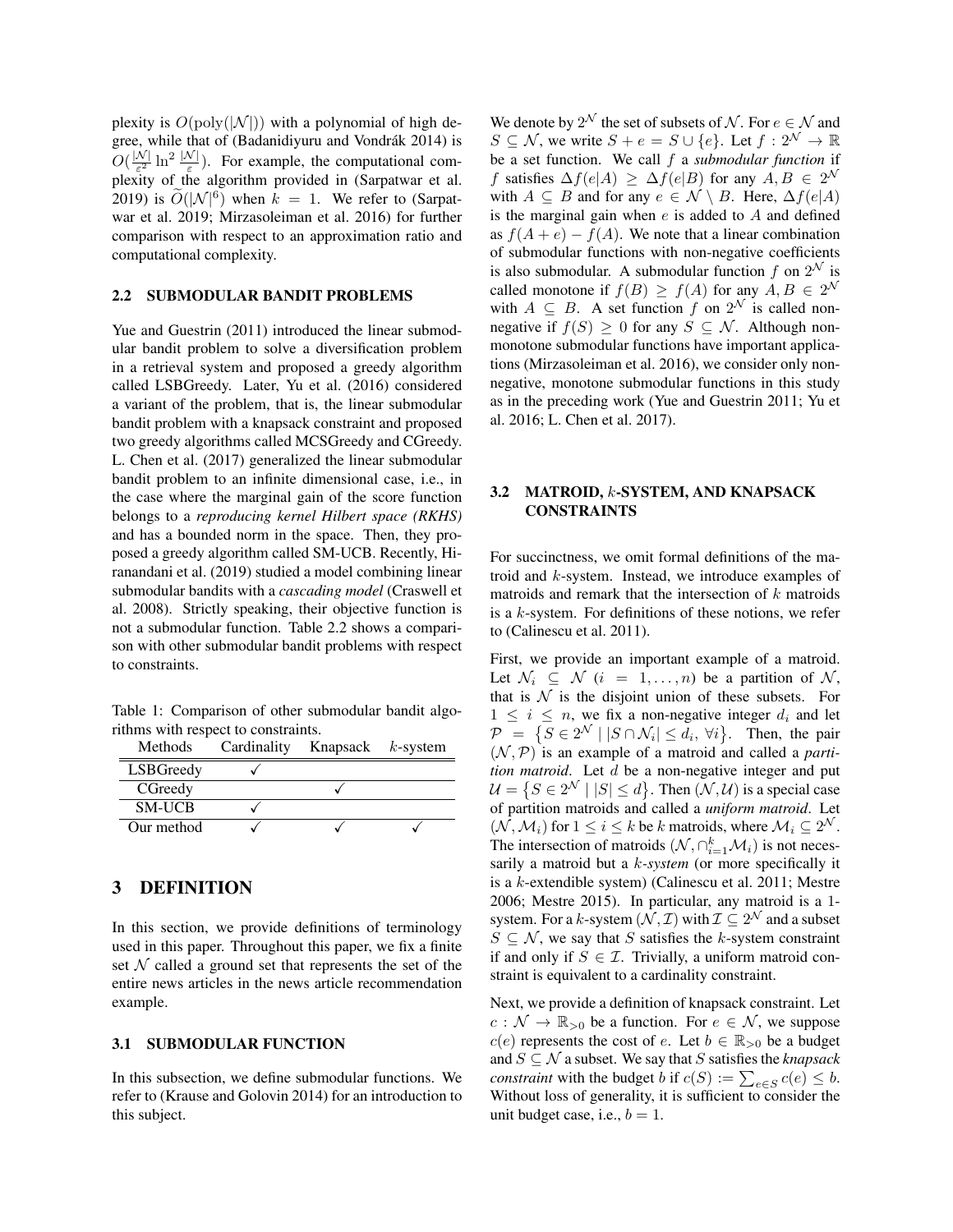plexity is $O(\mathrm{poly}(|\mathcal{N}|))$ with a polynomial of high degree, while that of (Badanidiyuru and Vondrák 2014) is $O(\frac{|\mathcal{N}|}{\varepsilon^2} \ln^2 \frac{|\mathcal{N}|}{\varepsilon})$. For example, the computational complexity of the algorithm provided in (Sarpatwar et al. 2019) is $\widetilde{O}(|\mathcal{N}|^6)$ when $k = 1$. We refer to (Sarpatwar et al. 2019; Mirzasoleiman et al. 2016) for further comparison with respect to an approximation ratio and computational complexity.

### 2.2 SUBMODULAR BANDIT PROBLEMS

Yue and Guestrin (2011) introduced the linear submodular bandit problem to solve a diversification problem in a retrieval system and proposed a greedy algorithm called LSBGreedy. Later, Yu et al. (2016) considered a variant of the problem, that is, the linear submodular bandit problem with a knapsack constraint and proposed two greedy algorithms called MCSGreedy and CGreedy. L. Chen et al. (2017) generalized the linear submodular bandit problem to an infinite dimensional case, i.e., in the case where the marginal gain of the score function belongs to a *reproducing kernel Hilbert space (RKHS)* and has a bounded norm in the space. Then, they proposed a greedy algorithm called SM-UCB. Recently, Hiranandani et al. (2019) studied a model combining linear submodular bandits with a *cascading model* (Craswell et al. 2008). Strictly speaking, their objective function is not a submodular function. Table 2.2 shows a comparison with other submodular bandit problems with respect to constraints.

Table 1: Comparison of other submodular bandit algorithms with respect to constraints.

| Methods | Cardinality | Knapsack | $k$-system |
|---|---|---|---|
| LSBGreedy | ✓ | | |
| CGreedy | | ✓ | |
| SM-UCB | ✓ | | |
| Our method | ✓ | ✓ | ✓ |

## 3 DEFINITION

In this section, we provide definitions of terminology used in this paper. Throughout this paper, we fix a finite set $\mathcal{N}$ called a ground set that represents the set of the entire news articles in the news article recommendation example.

### 3.1 SUBMODULAR FUNCTION

In this subsection, we define submodular functions. We refer to (Krause and Golovin 2014) for an introduction to this subject.

We denote by $2^{\mathcal{N}}$ the set of subsets of $\mathcal{N}$. For $e \in \mathcal{N}$ and $S \subseteq \mathcal{N}$, we write $S + e = S \cup \{e\}$. Let $f : 2^{\mathcal{N}} \to \mathbb{R}$ be a set function. We call $f$ a *submodular function* if $f$ satisfies $\Delta f(e|A) \geq \Delta f(e|B)$ for any $A, B \in 2^{\mathcal{N}}$ with $A \subseteq B$ and for any $e \in \mathcal{N} \setminus B$. Here, $\Delta f(e|A)$ is the marginal gain when $e$ is added to $A$ and defined as $f(A + e) - f(A)$. We note that a linear combination of submodular functions with non-negative coefficients is also submodular. A submodular function $f$ on $2^{\mathcal{N}}$ is called monotone if $f(B) \geq f(A)$ for any $A, B \in 2^{\mathcal{N}}$ with $A \subseteq B$. A set function $f$ on $2^{\mathcal{N}}$ is called non-negative if $f(S) \geq 0$ for any $S \subseteq \mathcal{N}$. Although non-monotone submodular functions have important applications (Mirzasoleiman et al. 2016), we consider only non-negative, monotone submodular functions in this study as in the preceding work (Yue and Guestrin 2011; Yu et al. 2016; L. Chen et al. 2017).

### 3.2 MATROID, $k$-SYSTEM, AND KNAPSACK CONSTRAINTS

For succinctness, we omit formal definitions of the matroid and $k$-system. Instead, we introduce examples of matroids and remark that the intersection of $k$ matroids is a $k$-system. For definitions of these notions, we refer to (Calinescu et al. 2011).

First, we provide an important example of a matroid. Let $\mathcal{N}_i \subseteq \mathcal{N}$ $(i = 1, \dots, n)$ be a partition of $\mathcal{N}$, that is $\mathcal{N}$ is the disjoint union of these subsets. For $1 \leq i \leq n$, we fix a non-negative integer $d_i$ and let $\mathcal{P} = \left\{ S \in 2^{\mathcal{N}} \mid |S \cap \mathcal{N}_i| \leq d_i, \ \forall i \right\}$. Then, the pair $(\mathcal{N}, \mathcal{P})$ is an example of a matroid and called a *partition matroid*. Let $d$ be a non-negative integer and put $\mathcal{U} = \left\{ S \in 2^{\mathcal{N}} \mid |S| \leq d \right\}$. Then $(\mathcal{N}, \mathcal{U})$ is a special case of partition matroids and called a *uniform matroid*. Let $(\mathcal{N}, \mathcal{M}_i)$ for $1 \leq i \leq k$ be $k$ matroids, where $\mathcal{M}_i \subseteq 2^{\mathcal{N}}$. The intersection of matroids $(\mathcal{N}, \cap_{i=1}^{k} \mathcal{M}_i)$ is not necessarily a matroid but a *$k$-system* (or more specifically it is a $k$-extendible system) (Calinescu et al. 2011; Mestre 2006; Mestre 2015). In particular, any matroid is a 1-system. For a $k$-system $(\mathcal{N}, \mathcal{I})$ with $\mathcal{I} \subseteq 2^{\mathcal{N}}$ and a subset $S \subseteq \mathcal{N}$, we say that $S$ satisfies the $k$-system constraint if and only if $S \in \mathcal{I}$. Trivially, a uniform matroid constraint is equivalent to a cardinality constraint.

Next, we provide a definition of knapsack constraint. Let $c : \mathcal{N} \to \mathbb{R}_{>0}$ be a function. For $e \in \mathcal{N}$, we suppose $c(e)$ represents the cost of $e$. Let $b \in \mathbb{R}_{>0}$ be a budget and $S \subseteq \mathcal{N}$ a subset. We say that $S$ satisfies the *knapsack constraint* with the budget $b$ if $c(S) := \sum_{e \in S} c(e) \leq b$. Without loss of generality, it is sufficient to consider the unit budget case, i.e., $b = 1$.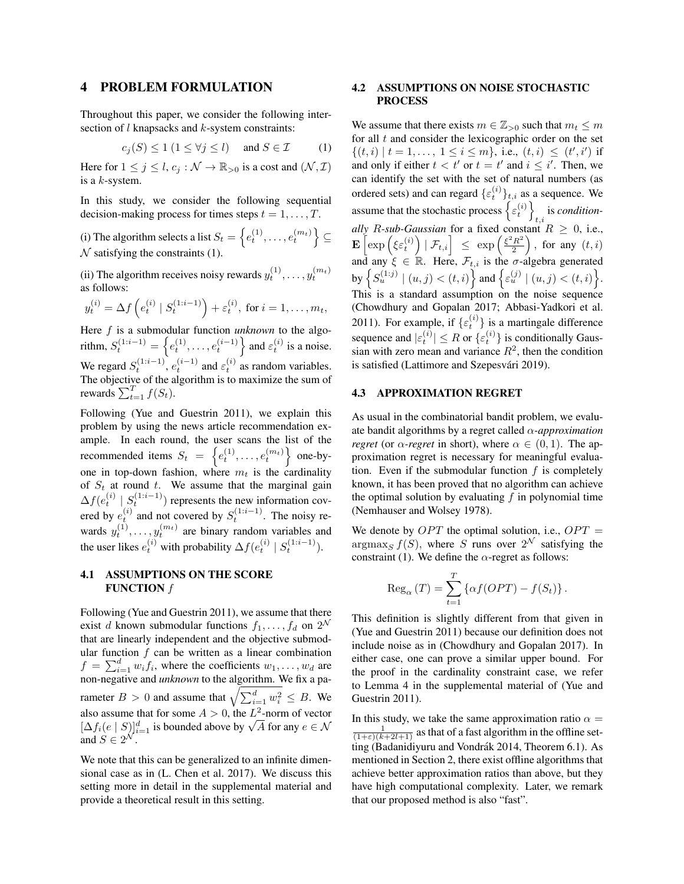# 4 PROBLEM FORMULATION

Throughout this paper, we consider the following intersection of $l$ knapsacks and $k$-system constraints:

$$c_j(S) \leq 1 \ (1 \leq \forall j \leq l) \quad \text{and } S \in \mathcal{I} \tag{1}$$

Here for $1 \leq j \leq l$, $c_j : \mathcal{N} \to \mathbb{R}_{>0}$ is a cost and $(\mathcal{N}, \mathcal{I})$ is a $k$-system.

In this study, we consider the following sequential decision-making process for times steps $t = 1, \dots, T$.

(i) The algorithm selects a list $S_t = \left\{ e_t^{(1)}, \dots, e_t^{(m_t)} \right\} \subseteq \mathcal{N}$ satisfying the constraints (1).

(ii) The algorithm receives noisy rewards $y_t^{(1)}, \dots, y_t^{(m_t)}$ as follows:

$$y_t^{(i)} = \Delta f\left( e_t^{(i)} \mid S_t^{(1:i-1)} \right) + \varepsilon_t^{(i)}, \text{ for } i = 1, \dots, m_t,$$

Here $f$ is a submodular function *unknown* to the algorithm, $S_t^{(1:i-1)} = \left\{ e_t^{(1)}, \dots, e_t^{(i-1)} \right\}$ and $\varepsilon_t^{(i)}$ is a noise. We regard $S_t^{(1:i-1)}$, $e_t^{(i-1)}$ and $\varepsilon_t^{(i)}$ as random variables. The objective of the algorithm is to maximize the sum of rewards $\sum_{t=1}^{T} f(S_t)$.

Following (Yue and Guestrin 2011), we explain this problem by using the news article recommendation example. In each round, the user scans the list of the recommended items $S_t = \left\{ e_t^{(1)}, \dots, e_t^{(m_t)} \right\}$ one-by-one in top-down fashion, where $m_t$ is the cardinality of $S_t$ at round $t$. We assume that the marginal gain $\Delta f(e_t^{(i)} \mid S_t^{(1:i-1)})$ represents the new information covered by $e_t^{(i)}$ and not covered by $S_t^{(1:i-1)}$. The noisy rewards $y_t^{(1)}, \dots, y_t^{(m_t)}$ are binary random variables and the user likes $e_t^{(i)}$ with probability $\Delta f(e_t^{(i)} \mid S_t^{(1:i-1)})$.

## 4.1 ASSUMPTIONS ON THE SCORE FUNCTION $f$

Following (Yue and Guestrin 2011), we assume that there exist $d$ known submodular functions $f_1, \dots, f_d$ on $2^{\mathcal{N}}$ that are linearly independent and the objective submodular function $f$ can be written as a linear combination $f = \sum_{i=1}^{d} w_i f_i$, where the coefficients $w_1, \dots, w_d$ are non-negative and *unknown* to the algorithm. We fix a parameter $B > 0$ and assume that $\sqrt{\sum_{i=1}^{d} w_i^2} \leq B$. We also assume that for some $A > 0$, the $L^2$-norm of vector $[\Delta f_i(e \mid S)]_{i=1}^{d}$ is bounded above by $\sqrt{A}$ for any $e \in \mathcal{N}$ and $S \in 2^{\mathcal{N}}$.

We note that this can be generalized to an infinite dimensional case as in (L. Chen et al. 2017). We discuss this setting more in detail in the supplemental material and provide a theoretical result in this setting.

## 4.2 ASSUMPTIONS ON NOISE STOCHASTIC PROCESS

We assume that there exists $m \in \mathbb{Z}_{>0}$ such that $m_t \leq m$ for all $t$ and consider the lexicographic order on the set $\{(t, i) \mid t = 1, \dots, \ 1 \leq i \leq m\}$, i.e., $(t, i) \leq (t', i')$ if and only if either $t < t'$ or $t = t'$ and $i \leq i'$. Then, we can identify the set with the set of natural numbers (as ordered sets) and can regard $\{\varepsilon_t^{(i)}\}_{t,i}$ as a sequence. We assume that the stochastic process $\left\{ \varepsilon_t^{(i)} \right\}_{t,i}$ is *conditionally $R$-sub-Gaussian* for a fixed constant $R \geq 0$, i.e., $\mathbf{E}\left[ \exp\left( \xi \varepsilon_t^{(i)} \right) \mid \mathcal{F}_{t,i} \right] \leq \exp\left( \frac{\xi^2 R^2}{2} \right)$, for any $(t, i)$ and any $\xi \in \mathbb{R}$. Here, $\mathcal{F}_{t,i}$ is the $\sigma$-algebra generated by $\left\{ S_u^{(1:j)} \mid (u, j) < (t, i) \right\}$ and $\left\{ \varepsilon_u^{(j)} \mid (u, j) < (t, i) \right\}$. This is a standard assumption on the noise sequence (Chowdhury and Gopalan 2017; Abbasi-Yadkori et al. 2011). For example, if $\{\varepsilon_t^{(i)}\}$ is a martingale difference sequence and $|\varepsilon_t^{(i)}| \leq R$ or $\{\varepsilon_t^{(i)}\}$ is conditionally Gaussian with zero mean and variance $R^2$, then the condition is satisfied (Lattimore and Szepesvári 2019).

## 4.3 APPROXIMATION REGRET

As usual in the combinatorial bandit problem, we evaluate bandit algorithms by a regret called *$\alpha$-approximation regret* (or *$\alpha$-regret* in short), where $\alpha \in (0, 1)$. The approximation regret is necessary for meaningful evaluation. Even if the submodular function $f$ is completely known, it has been proved that no algorithm can achieve the optimal solution by evaluating $f$ in polynomial time (Nemhauser and Wolsey 1978).

We denote by $OPT$ the optimal solution, i.e., $OPT = \operatorname{argmax}_S f(S)$, where $S$ runs over $2^{\mathcal{N}}$ satisfying the constraint (1). We define the $\alpha$-regret as follows:

$$\mathrm{Reg}_\alpha(T) = \sum_{t=1}^{T} \left\{ \alpha f(OPT) - f(S_t) \right\}.$$

This definition is slightly different from that given in (Yue and Guestrin 2011) because our definition does not include noise as in (Chowdhury and Gopalan 2017). In either case, one can prove a similar upper bound. For the proof in the cardinality constraint case, we refer to Lemma 4 in the supplemental material of (Yue and Guestrin 2011).

In this study, we take the same approximation ratio $\alpha = \frac{1}{(1+\varepsilon)(k+2l+1)}$ as that of a fast algorithm in the offline setting (Badanidiyuru and Vondrák 2014, Theorem 6.1). As mentioned in Section 2, there exist offline algorithms that achieve better approximation ratios than above, but they have high computational complexity. Later, we remark that our proposed method is also "fast".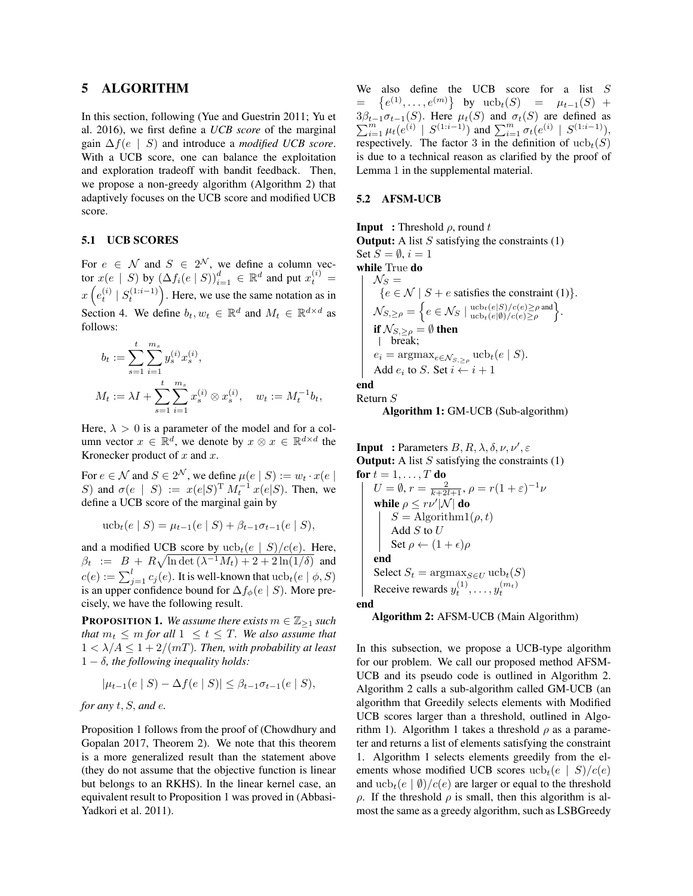## 5 ALGORITHM

In this section, following (Yue and Guestrin 2011; Yu et al. 2016), we first define a *UCB score* of the marginal gain $\Delta f(e \mid S)$ and introduce a *modified UCB score*. With a UCB score, one can balance the exploitation and exploration tradeoff with bandit feedback. Then, we propose a non-greedy algorithm (Algorithm 2) that adaptively focuses on the UCB score and modified UCB score.

### 5.1 UCB SCORES

For $e \in \mathcal{N}$ and $S \in 2^{\mathcal{N}}$, we define a column vector $x(e \mid S)$ by $(\Delta f_i(e \mid S))_{i=1}^d \in \mathbb{R}^d$ and put $x_t^{(i)} = x\left(e_t^{(i)} \mid S_t^{(1:i-1)}\right)$. Here, we use the same notation as in Section 4. We define $b_t, w_t \in \mathbb{R}^d$ and $M_t \in \mathbb{R}^{d\times d}$ as follows:

$$
b_t := \sum_{s=1}^{t}\sum_{i=1}^{m_s} y_s^{(i)} x_s^{(i)},
$$

$$
M_t := \lambda I + \sum_{s=1}^{t}\sum_{i=1}^{m_s} x_s^{(i)} \otimes x_s^{(i)}, \quad w_t := M_t^{-1} b_t,
$$

Here, $\lambda > 0$ is a parameter of the model and for a column vector $x \in \mathbb{R}^d$, we denote by $x \otimes x \in \mathbb{R}^{d \times d}$ the Kronecker product of $x$ and $x$.

For $e \in \mathcal{N}$ and $S \in 2^{\mathcal{N}}$, we define $\mu(e \mid S) := w_t \cdot x(e \mid S)$ and $\sigma(e \mid S) := x(e|S)^{\mathrm{T}} M_t^{-1} x(e|S)$. Then, we define a UCB score of the marginal gain by

$$
\mathrm{ucb}_t(e \mid S) = \mu_{t-1}(e \mid S) + \beta_{t-1}\sigma_{t-1}(e \mid S),
$$

and a modified UCB score by $\mathrm{ucb}_t(e \mid S)/c(e)$. Here, $\beta_t := B + R\sqrt{\ln\det(\lambda^{-1}M_t) + 2 + 2\ln(1/\delta)}$ and $c(e) := \sum_{j=1}^{l} c_j(e)$. It is well-known that $\mathrm{ucb}_t(e \mid \phi, S)$ is an upper confidence bound for $\Delta f_\phi(e \mid S)$. More precisely, we have the following result.

**PROPOSITION 1.** *We assume there exists $m \in \mathbb{Z}_{\geq 1}$ such that $m_t \leq m$ for all $1 \leq t \leq T$. We also assume that $1 < \lambda/A \leq 1 + 2/(mT)$. Then, with probability at least $1-\delta$, the following inequality holds:*

$$
|\mu_{t-1}(e \mid S) - \Delta f(e \mid S)| \leq \beta_{t-1}\sigma_{t-1}(e \mid S),
$$

*for any $t, S$, and $e$.*

Proposition 1 follows from the proof of (Chowdhury and Gopalan 2017, Theorem 2). We note that this theorem is a more generalized result than the statement above (they do not assume that the objective function is linear but belongs to an RKHS). In the linear kernel case, an equivalent result to Proposition 1 was proved in (Abbasi-Yadkori et al. 2011).

We also define the UCB score for a list $S = \left\{e^{(1)}, \ldots, e^{(m)}\right\}$ by $\mathrm{ucb}_t(S) = \mu_{t-1}(S) + 3\beta_{t-1}\sigma_{t-1}(S)$. Here $\mu_t(S)$ and $\sigma_t(S)$ are defined as $\sum_{i=1}^m \mu_t(e^{(i)} \mid S^{(1:i-1)})$ and $\sum_{i=1}^m \sigma_t(e^{(i)} \mid S^{(1:i-1)})$, respectively. The factor 3 in the definition of $\mathrm{ucb}_t(S)$ is due to a technical reason as clarified by the proof of Lemma 1 in the supplemental material.

### 5.2 AFSM-UCB

```
Input  : Threshold ρ, round t
Output: A list S satisfying the constraints (1)
Set S = ∅, i = 1
while True do
    N_S = {e ∈ N | S + e satisfies the constraint (1)}.
    N_{S,≥ρ} = { e ∈ N_S | ucb_t(e|S)/c(e) ≥ ρ and ucb_t(e|∅)/c(e) ≥ ρ }.
    if N_{S,≥ρ} = ∅ then
        break;
    e_i = argmax_{e ∈ N_{S,≥ρ}} ucb_t(e | S).
    Add e_i to S. Set i ← i + 1
end
Return S
```

**Algorithm 1:** GM-UCB (Sub-algorithm)

```
Input  : Parameters B, R, λ, δ, ν, ν', ε
Output: A list S satisfying the constraints (1)
for t = 1, ..., T do
    U = ∅, r = 2/(k+2l+1), ρ = r(1+ε)^{-1} ν
    while ρ ≤ r ν' |N| do
        S = Algorithm1(ρ, t)
        Add S to U
        Set ρ ← (1+ϵ)ρ
    end
    Select S_t = argmax_{S ∈ U} ucb_t(S)
    Receive rewards y_t^(1), ..., y_t^(m_t)
end
```

**Algorithm 2:** AFSM-UCB (Main Algorithm)

In this subsection, we propose a UCB-type algorithm for our problem. We call our proposed method AFSM-UCB and its pseudo code is outlined in Algorithm 2. Algorithm 2 calls a sub-algorithm called GM-UCB (an algorithm that Greedily selects elements with Modified UCB scores larger than a threshold, outlined in Algorithm 1). Algorithm 1 takes a threshold $\rho$ as a parameter and returns a list of elements satisfying the constraint 1. Algorithm 1 selects elements greedily from the elements whose modified UCB scores $\mathrm{ucb}_t(e \mid S)/c(e)$ and $\mathrm{ucb}_t(e \mid \emptyset)/c(e)$ are larger or equal to the threshold $\rho$. If the threshold $\rho$ is small, then this algorithm is almost the same as a greedy algorithm, such as LSBGreedy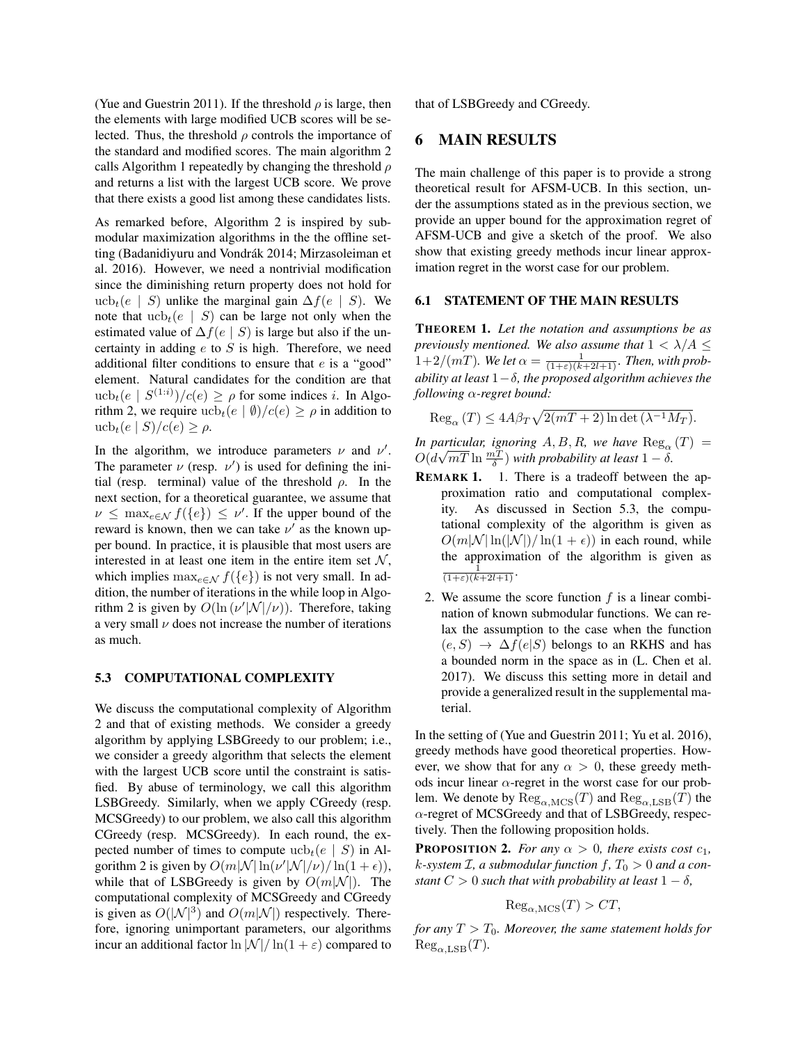(Yue and Guestrin 2011). If the threshold $\rho$ is large, then the elements with large modified UCB scores will be selected. Thus, the threshold $\rho$ controls the importance of the standard and modified scores. The main algorithm 2 calls Algorithm 1 repeatedly by changing the threshold $\rho$ and returns a list with the largest UCB score. We prove that there exists a good list among these candidates lists.

As remarked before, Algorithm 2 is inspired by submodular maximization algorithms in the the offline setting (Badanidiyuru and Vondrák 2014; Mirzasoleiman et al. 2016). However, we need a nontrivial modification since the diminishing return property does not hold for $\mathrm{ucb}_t(e \mid S)$ unlike the marginal gain $\Delta f(e \mid S)$. We note that $\mathrm{ucb}_t(e \mid S)$ can be large not only when the estimated value of $\Delta f(e \mid S)$ is large but also if the uncertainty in adding $e$ to $S$ is high. Therefore, we need additional filter conditions to ensure that $e$ is a "good" element. Natural candidates for the condition are that $\mathrm{ucb}_t(e \mid S^{(1:i)})/c(e) \geq \rho$ for some indices $i$. In Algorithm 2, we require $\mathrm{ucb}_t(e \mid \emptyset)/c(e) \geq \rho$ in addition to $\mathrm{ucb}_t(e \mid S)/c(e) \geq \rho$.

In the algorithm, we introduce parameters $\nu$ and $\nu'$. The parameter $\nu$ (resp. $\nu'$) is used for defining the initial (resp. terminal) value of the threshold $\rho$. In the next section, for a theoretical guarantee, we assume that $\nu \leq \max_{e \in \mathcal{N}} f(\{e\}) \leq \nu'$. If the upper bound of the reward is known, then we can take $\nu'$ as the known upper bound. In practice, it is plausible that most users are interested in at least one item in the entire item set $\mathcal{N}$, which implies $\max_{e \in \mathcal{N}} f(\{e\})$ is not very small. In addition, the number of iterations in the while loop in Algorithm 2 is given by $O(\ln(\nu' |\mathcal{N}| / \nu))$. Therefore, taking a very small $\nu$ does not increase the number of iterations as much.

### 5.3 COMPUTATIONAL COMPLEXITY

We discuss the computational complexity of Algorithm 2 and that of existing methods. We consider a greedy algorithm by applying LSBGreedy to our problem; i.e., we consider a greedy algorithm that selects the element with the largest UCB score until the constraint is satisfied. By abuse of terminology, we call this algorithm LSBGreedy. Similarly, when we apply CGreedy (resp. MCSGreedy) to our problem, we also call this algorithm CGreedy (resp. MCSGreedy). In each round, the expected number of times to compute $\mathrm{ucb}_t(e \mid S)$ in Algorithm 2 is given by $O(m|\mathcal{N}| \ln(\nu' |\mathcal{N}| / \nu) / \ln(1 + \epsilon))$, while that of LSBGreedy is given by $O(m|\mathcal{N}|)$. The computational complexity of MCSGreedy and CGreedy is given as $O(|\mathcal{N}|^3)$ and $O(m|\mathcal{N}|)$ respectively. Therefore, ignoring unimportant parameters, our algorithms incur an additional factor $\ln |\mathcal{N}| / \ln(1 + \varepsilon)$ compared to that of LSBGreedy and CGreedy.

## 6 MAIN RESULTS

The main challenge of this paper is to provide a strong theoretical result for AFSM-UCB. In this section, under the assumptions stated as in the previous section, we provide an upper bound for the approximation regret of AFSM-UCB and give a sketch of the proof. We also show that existing greedy methods incur linear approximation regret in the worst case for our problem.

### 6.1 STATEMENT OF THE MAIN RESULTS

**THEOREM 1.** *Let the notation and assumptions be as previously mentioned. We also assume that $1 < \lambda / A \leq 1 + 2/(mT)$. We let $\alpha = \frac{1}{(1+\varepsilon)(k+2l+1)}$. Then, with probability at least $1 - \delta$, the proposed algorithm achieves the following $\alpha$-regret bound:*

$$\mathrm{Reg}_\alpha(T) \leq 4A\beta_T \sqrt{2(mT+2) \ln \det(\lambda^{-1} M_T)}.$$

*In particular, ignoring $A, B, R$, we have $\mathrm{Reg}_\alpha(T) = O(d\sqrt{mT} \ln \frac{mT}{\delta})$ with probability at least $1 - \delta$.*

**REMARK 1.**
1. There is a tradeoff between the approximation ratio and computational complexity. As discussed in Section 5.3, the computational complexity of the algorithm is given as $O(m|\mathcal{N}| \ln(|\mathcal{N}|) / \ln(1 + \epsilon))$ in each round, while the approximation of the algorithm is given as $\frac{1}{(1+\varepsilon)(k+2l+1)}$.
2. We assume the score function $f$ is a linear combination of known submodular functions. We can relax the assumption to the case when the function $(e, S) \to \Delta f(e|S)$ belongs to an RKHS and has a bounded norm in the space as in (L. Chen et al. 2017). We discuss this setting more in detail and provide a generalized result in the supplemental material.

In the setting of (Yue and Guestrin 2011; Yu et al. 2016), greedy methods have good theoretical properties. However, we show that for any $\alpha > 0$, these greedy methods incur linear $\alpha$-regret in the worst case for our problem. We denote by $\mathrm{Reg}_{\alpha,\mathrm{MCS}}(T)$ and $\mathrm{Reg}_{\alpha,\mathrm{LSB}}(T)$ the $\alpha$-regret of MCSGreedy and that of LSBGreedy, respectively. Then the following proposition holds.

**PROPOSITION 2.** *For any $\alpha > 0$, there exists cost $c_1$, $k$-system $\mathcal{I}$, a submodular function $f$, $T_0 > 0$ and a constant $C > 0$ such that with probability at least $1 - \delta$,*

$$\mathrm{Reg}_{\alpha,\mathrm{MCS}}(T) > CT,$$

*for any $T > T_0$. Moreover, the same statement holds for $\mathrm{Reg}_{\alpha,\mathrm{LSB}}(T)$.*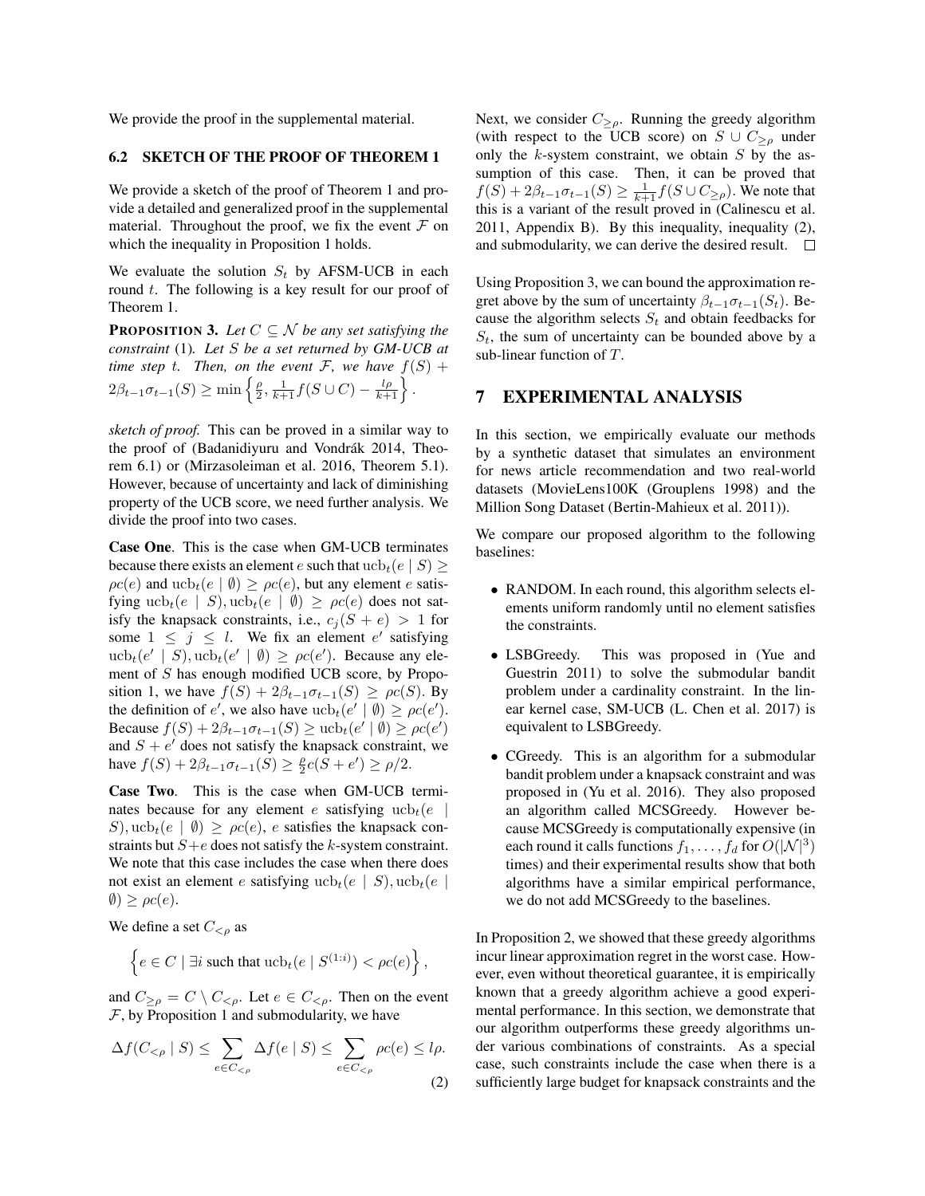We provide the proof in the supplemental material.

### 6.2 SKETCH OF THE PROOF OF THEOREM 1

We provide a sketch of the proof of Theorem 1 and provide a detailed and generalized proof in the supplemental material. Throughout the proof, we fix the event $\mathcal{F}$ on which the inequality in Proposition 1 holds.

We evaluate the solution $S_t$ by AFSM-UCB in each round $t$. The following is a key result for our proof of Theorem 1.

**PROPOSITION 3.** *Let $C \subseteq \mathcal{N}$ be any set satisfying the constraint* (1)*. Let $S$ be a set returned by GM-UCB at time step $t$. Then, on the event $\mathcal{F}$, we have* $f(S) + 2\beta_{t-1}\sigma_{t-1}(S) \geq \min\left\{\frac{\rho}{2}, \frac{1}{k+1}f(S \cup C) - \frac{l\rho}{k+1}\right\}$.

*sketch of proof.* This can be proved in a similar way to the proof of (Badanidiyuru and Vondrák 2014, Theorem 6.1) or (Mirzasoleiman et al. 2016, Theorem 5.1). However, because of uncertainty and lack of diminishing property of the UCB score, we need further analysis. We divide the proof into two cases.

**Case One**. This is the case when GM-UCB terminates because there exists an element $e$ such that $\mathrm{ucb}_t(e \mid S) \geq \rho c(e)$ and $\mathrm{ucb}_t(e \mid \emptyset) \geq \rho c(e)$, but any element $e$ satisfying $\mathrm{ucb}_t(e \mid S), \mathrm{ucb}_t(e \mid \emptyset) \geq \rho c(e)$ does not satisfy the knapsack constraints, i.e., $c_j(S + e) > 1$ for some $1 \leq j \leq l$. We fix an element $e'$ satisfying $\mathrm{ucb}_t(e' \mid S), \mathrm{ucb}_t(e' \mid \emptyset) \geq \rho c(e')$. Because any element of $S$ has enough modified UCB score, by Proposition 1, we have $f(S) + 2\beta_{t-1}\sigma_{t-1}(S) \geq \rho c(S)$. By the definition of $e'$, we also have $\mathrm{ucb}_t(e' \mid \emptyset) \geq \rho c(e')$. Because $f(S) + 2\beta_{t-1}\sigma_{t-1}(S) \geq \mathrm{ucb}_t(e' \mid \emptyset) \geq \rho c(e')$ and $S + e'$ does not satisfy the knapsack constraint, we have $f(S) + 2\beta_{t-1}\sigma_{t-1}(S) \geq \frac{\rho}{2}c(S + e') \geq \rho/2$.

**Case Two**. This is the case when GM-UCB terminates because for any element $e$ satisfying $\mathrm{ucb}_t(e \mid S), \mathrm{ucb}_t(e \mid \emptyset) \geq \rho c(e)$, $e$ satisfies the knapsack constraints but $S + e$ does not satisfy the $k$-system constraint. We note that this case includes the case when there does not exist an element $e$ satisfying $\mathrm{ucb}_t(e \mid S), \mathrm{ucb}_t(e \mid \emptyset) \geq \rho c(e)$.

We define a set $C_{<\rho}$ as

$$\left\{ e \in C \mid \exists i \text{ such that } \mathrm{ucb}_t(e \mid S^{(1:i)}) < \rho c(e) \right\},$$

and $C_{\geq \rho} = C \setminus C_{<\rho}$. Let $e \in C_{<\rho}$. Then on the event $\mathcal{F}$, by Proposition 1 and submodularity, we have

$$\Delta f(C_{<\rho} \mid S) \leq \sum_{e \in C_{<\rho}} \Delta f(e \mid S) \leq \sum_{e \in C_{<\rho}} \rho c(e) \leq l\rho. \tag{2}$$

Next, we consider $C_{\geq \rho}$. Running the greedy algorithm (with respect to the UCB score) on $S \cup C_{\geq \rho}$ under only the $k$-system constraint, we obtain $S$ by the assumption of this case. Then, it can be proved that $f(S) + 2\beta_{t-1}\sigma_{t-1}(S) \geq \frac{1}{k+1}f(S \cup C_{\geq \rho})$. We note that this is a variant of the result proved in (Calinescu et al. 2011, Appendix B). By this inequality, inequality (2), and submodularity, we can derive the desired result. □

Using Proposition 3, we can bound the approximation regret above by the sum of uncertainty $\beta_{t-1}\sigma_{t-1}(S_t)$. Because the algorithm selects $S_t$ and obtain feedbacks for $S_t$, the sum of uncertainty can be bounded above by a sub-linear function of $T$.

## 7 EXPERIMENTAL ANALYSIS

In this section, we empirically evaluate our methods by a synthetic dataset that simulates an environment for news article recommendation and two real-world datasets (MovieLens100K (Grouplens 1998) and the Million Song Dataset (Bertin-Mahieux et al. 2011)).

We compare our proposed algorithm to the following baselines:

- RANDOM. In each round, this algorithm selects elements uniform randomly until no element satisfies the constraints.
- LSBGreedy. This was proposed in (Yue and Guestrin 2011) to solve the submodular bandit problem under a cardinality constraint. In the linear kernel case, SM-UCB (L. Chen et al. 2017) is equivalent to LSBGreedy.
- CGreedy. This is an algorithm for a submodular bandit problem under a knapsack constraint and was proposed in (Yu et al. 2016). They also proposed an algorithm called MCSGreedy. However because MCSGreedy is computationally expensive (in each round it calls functions $f_1, \ldots, f_d$ for $O(|\mathcal{N}|^3)$ times) and their experimental results show that both algorithms have a similar empirical performance, we do not add MCSGreedy to the baselines.

In Proposition 2, we showed that these greedy algorithms incur linear approximation regret in the worst case. However, even without theoretical guarantee, it is empirically known that a greedy algorithm achieve a good experimental performance. In this section, we demonstrate that our algorithm outperforms these greedy algorithms under various combinations of constraints. As a special case, such constraints include the case when there is a sufficiently large budget for knapsack constraints and the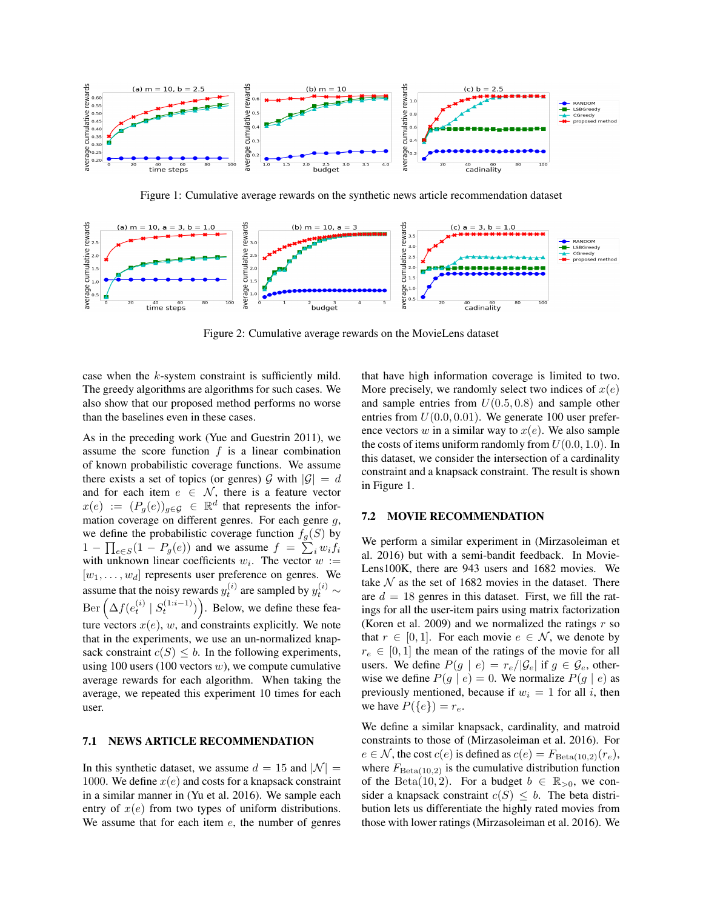Figure 1: Cumulative average rewards on the synthetic news article recommendation dataset

Figure 2: Cumulative average rewards on the MovieLens dataset

case when the $k$-system constraint is sufficiently mild. The greedy algorithms are algorithms for such cases. We also show that our proposed method performs no worse than the baselines even in these cases.

As in the preceding work (Yue and Guestrin 2011), we assume the score function $f$ is a linear combination of known probabilistic coverage functions. We assume there exists a set of topics (or genres) $\mathcal{G}$ with $|\mathcal{G}| = d$ and for each item $e \in \mathcal{N}$, there is a feature vector $x(e) := (P_g(e))_{g \in \mathcal{G}} \in \mathbb{R}^d$ that represents the information coverage on different genres. For each genre $g$, we define the probabilistic coverage function $f_g(S)$ by $1 - \prod_{e \in S}(1 - P_g(e))$ and we assume $f = \sum_i w_i f_i$ with unknown linear coefficients $w_i$. The vector $w := [w_1, \ldots, w_d]$ represents user preference on genres. We assume that the noisy rewards $y_t^{(i)}$ are sampled by $y_t^{(i)} \sim \mathrm{Ber}\left(\Delta f(e_t^{(i)} \mid S_t^{(1:i-1)})\right)$. Below, we define these feature vectors $x(e)$, $w$, and constraints explicitly. We note that in the experiments, we use an un-normalized knapsack constraint $c(S) \le b$. In the following experiments, using 100 users (100 vectors $w$), we compute cumulative average rewards for each algorithm. When taking the average, we repeated this experiment 10 times for each user.

### 7.1 NEWS ARTICLE RECOMMENDATION

In this synthetic dataset, we assume $d = 15$ and $|\mathcal{N}| = 1000$. We define $x(e)$ and costs for a knapsack constraint in a similar manner in (Yu et al. 2016). We sample each entry of $x(e)$ from two types of uniform distributions. We assume that for each item $e$, the number of genres that have high information coverage is limited to two. More precisely, we randomly select two indices of $x(e)$ and sample entries from $U(0.5, 0.8)$ and sample other entries from $U(0.0, 0.01)$. We generate 100 user preference vectors $w$ in a similar way to $x(e)$. We also sample the costs of items uniform randomly from $U(0.0, 1.0)$. In this dataset, we consider the intersection of a cardinality constraint and a knapsack constraint. The result is shown in Figure 1.

### 7.2 MOVIE RECOMMENDATION

We perform a similar experiment in (Mirzasoleiman et al. 2016) but with a semi-bandit feedback. In MovieLens100K, there are 943 users and 1682 movies. We take $\mathcal{N}$ as the set of 1682 movies in the dataset. There are $d = 18$ genres in this dataset. First, we fill the ratings for all the user-item pairs using matrix factorization (Koren et al. 2009) and we normalized the ratings $r$ so that $r \in [0, 1]$. For each movie $e \in \mathcal{N}$, we denote by $r_e \in [0, 1]$ the mean of the ratings of the movie for all users. We define $P(g \mid e) = r_e / |\mathcal{G}_e|$ if $g \in \mathcal{G}_e$, otherwise we define $P(g \mid e) = 0$. We normalize $P(g \mid e)$ as previously mentioned, because if $w_i = 1$ for all $i$, then we have $P(\{e\}) = r_e$.

We define a similar knapsack, cardinality, and matroid constraints to those of (Mirzasoleiman et al. 2016). For $e \in \mathcal{N}$, the cost $c(e)$ is defined as $c(e) = F_{\mathrm{Beta}(10,2)}(r_e)$, where $F_{\mathrm{Beta}(10,2)}$ is the cumulative distribution function of the $\mathrm{Beta}(10, 2)$. For a budget $b \in \mathbb{R}_{>0}$, we consider a knapsack constraint $c(S) \le b$. The beta distribution lets us differentiate the highly rated movies from those with lower ratings (Mirzasoleiman et al. 2016). We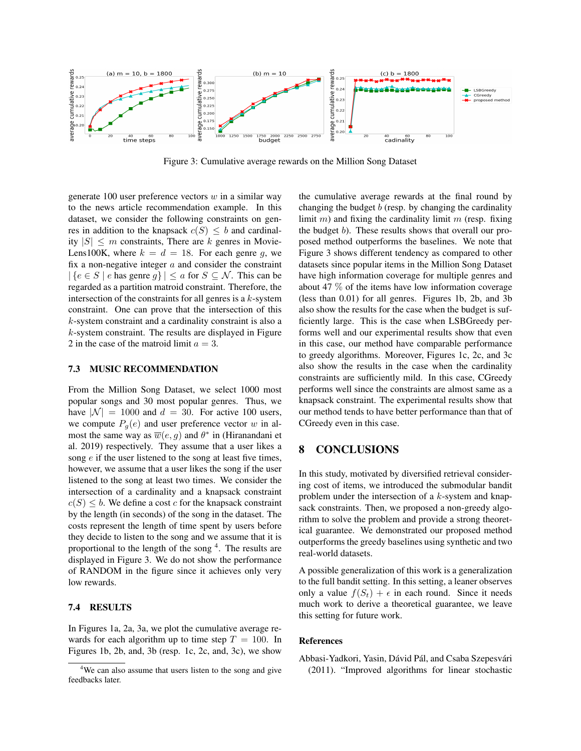Figure 3: Cumulative average rewards on the Million Song Dataset

generate 100 user preference vectors $w$ in a similar way to the news article recommendation example. In this dataset, we consider the following constraints on genres in addition to the knapsack $c(S) \leq b$ and cardinality $|S| \leq m$ constraints, There are $k$ genres in MovieLens100K, where $k = d = 18$. For each genre $g$, we fix a non-negative integer $a$ and consider the constraint $|\{e \in S \mid e \text{ has genre } g\}| \leq a$ for $S \subseteq \mathcal{N}$. This can be regarded as a partition matroid constraint. Therefore, the intersection of the constraints for all genres is a $k$-system constraint. One can prove that the intersection of this $k$-system constraint and a cardinality constraint is also a $k$-system constraint. The results are displayed in Figure 2 in the case of the matroid limit $a = 3$.

### 7.3 MUSIC RECOMMENDATION

From the Million Song Dataset, we select 1000 most popular songs and 30 most popular genres. Thus, we have $|\mathcal{N}| = 1000$ and $d = 30$. For active 100 users, we compute $P_g(e)$ and user preference vector $w$ in almost the same way as $\overline{w}(e, g)$ and $\theta^*$ in (Hiranandani et al. 2019) respectively. They assume that a user likes a song $e$ if the user listened to the song at least five times, however, we assume that a user likes the song if the user listened to the song at least two times. We consider the intersection of a cardinality and a knapsack constraint $c(S) \leq b$. We define a cost $c$ for the knapsack constraint by the length (in seconds) of the song in the dataset. The costs represent the length of time spent by users before they decide to listen to the song and we assume that it is proportional to the length of the song [4]. The results are displayed in Figure 3. We do not show the performance of RANDOM in the figure since it achieves only very low rewards.

### 7.4 RESULTS

In Figures 1a, 2a, 3a, we plot the cumulative average rewards for each algorithm up to time step $T = 100$. In Figures 1b, 2b, and, 3b (resp. 1c, 2c, and, 3c), we show the cumulative average rewards at the final round by changing the budget $b$ (resp. by changing the cardinality limit $m$) and fixing the cardinality limit $m$ (resp. fixing the budget $b$). These results shows that overall our proposed method outperforms the baselines. We note that Figure 3 shows different tendency as compared to other datasets since popular items in the Million Song Dataset have high information coverage for multiple genres and about 47 % of the items have low information coverage (less than 0.01) for all genres. Figures 1b, 2b, and 3b also show the results for the case when the budget is sufficiently large. This is the case when LSBGreedy performs well and our experimental results show that even in this case, our method have comparable performance to greedy algorithms. Moreover, Figures 1c, 2c, and 3c also show the results in the case when the cardinality constraints are sufficiently mild. In this case, CGreedy performs well since the constraints are almost same as a knapsack constraint. The experimental results show that our method tends to have better performance than that of CGreedy even in this case.

## 8 CONCLUSIONS

In this study, motivated by diversified retrieval considering cost of items, we introduced the submodular bandit problem under the intersection of a $k$-system and knapsack constraints. Then, we proposed a non-greedy algorithm to solve the problem and provide a strong theoretical guarantee. We demonstrated our proposed method outperforms the greedy baselines using synthetic and two real-world datasets.

A possible generalization of this work is a generalization to the full bandit setting. In this setting, a leaner observes only a value $f(S_t) + \epsilon$ in each round. Since it needs much work to derive a theoretical guarantee, we leave this setting for future work.

**References**

Abbasi-Yadkori, Yasin, Dávid Pál, and Csaba Szepesvári (2011). "Improved algorithms for linear stochastic

[4] We can also assume that users listen to the song and give feedbacks later.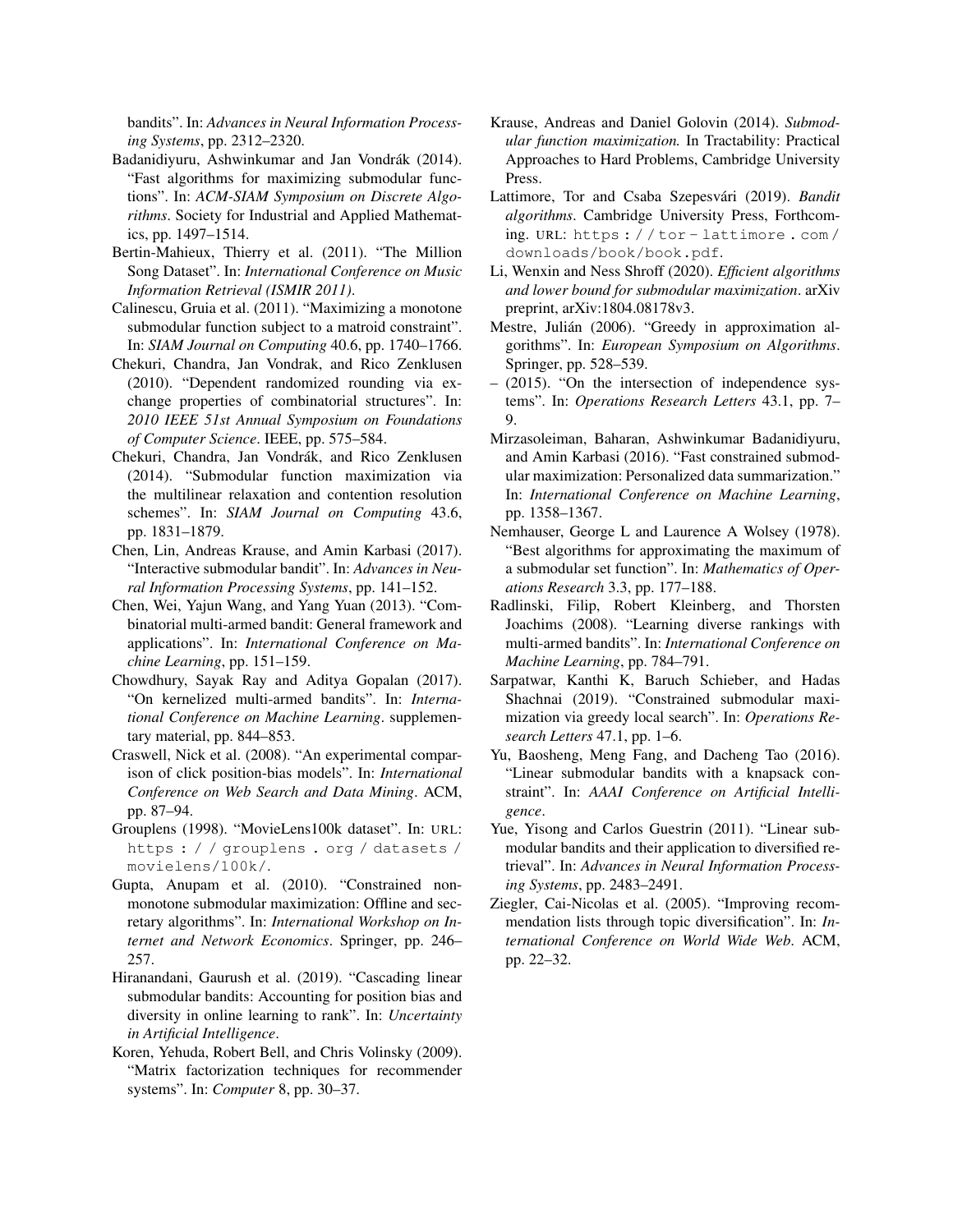bandits". In: *Advances in Neural Information Processing Systems*, pp. 2312–2320.

Badanidiyuru, Ashwinkumar and Jan Vondrák (2014). "Fast algorithms for maximizing submodular functions". In: *ACM-SIAM Symposium on Discrete Algorithms*. Society for Industrial and Applied Mathematics, pp. 1497–1514.

Bertin-Mahieux, Thierry et al. (2011). "The Million Song Dataset". In: *International Conference on Music Information Retrieval (ISMIR 2011)*.

Calinescu, Gruia et al. (2011). "Maximizing a monotone submodular function subject to a matroid constraint". In: *SIAM Journal on Computing* 40.6, pp. 1740–1766.

Chekuri, Chandra, Jan Vondrak, and Rico Zenklusen (2010). "Dependent randomized rounding via exchange properties of combinatorial structures". In: *2010 IEEE 51st Annual Symposium on Foundations of Computer Science*. IEEE, pp. 575–584.

Chekuri, Chandra, Jan Vondrák, and Rico Zenklusen (2014). "Submodular function maximization via the multilinear relaxation and contention resolution schemes". In: *SIAM Journal on Computing* 43.6, pp. 1831–1879.

Chen, Lin, Andreas Krause, and Amin Karbasi (2017). "Interactive submodular bandit". In: *Advances in Neural Information Processing Systems*, pp. 141–152.

Chen, Wei, Yajun Wang, and Yang Yuan (2013). "Combinatorial multi-armed bandit: General framework and applications". In: *International Conference on Machine Learning*, pp. 151–159.

Chowdhury, Sayak Ray and Aditya Gopalan (2017). "On kernelized multi-armed bandits". In: *International Conference on Machine Learning*. supplementary material, pp. 844–853.

Craswell, Nick et al. (2008). "An experimental comparison of click position-bias models". In: *International Conference on Web Search and Data Mining*. ACM, pp. 87–94.

Grouplens (1998). "MovieLens100k dataset". In: URL: https://grouplens.org/datasets/movielens/100k/.

Gupta, Anupam et al. (2010). "Constrained non-monotone submodular maximization: Offline and secretary algorithms". In: *International Workshop on Internet and Network Economics*. Springer, pp. 246–257.

Hiranandani, Gaurush et al. (2019). "Cascading linear submodular bandits: Accounting for position bias and diversity in online learning to rank". In: *Uncertainty in Artificial Intelligence*.

Koren, Yehuda, Robert Bell, and Chris Volinsky (2009). "Matrix factorization techniques for recommender systems". In: *Computer* 8, pp. 30–37.

Krause, Andreas and Daniel Golovin (2014). *Submodular function maximization.* In Tractability: Practical Approaches to Hard Problems, Cambridge University Press.

Lattimore, Tor and Csaba Szepesvári (2019). *Bandit algorithms*. Cambridge University Press, Forthcoming. URL: https://tor-lattimore.com/downloads/book/book.pdf.

Li, Wenxin and Ness Shroff (2020). *Efficient algorithms and lower bound for submodular maximization*. arXiv preprint, arXiv:1804.08178v3.

Mestre, Julián (2006). "Greedy in approximation algorithms". In: *European Symposium on Algorithms*. Springer, pp. 528–539.

– (2015). "On the intersection of independence systems". In: *Operations Research Letters* 43.1, pp. 7–9.

Mirzasoleiman, Baharan, Ashwinkumar Badanidiyuru, and Amin Karbasi (2016). "Fast constrained submodular maximization: Personalized data summarization." In: *International Conference on Machine Learning*, pp. 1358–1367.

Nemhauser, George L and Laurence A Wolsey (1978). "Best algorithms for approximating the maximum of a submodular set function". In: *Mathematics of Operations Research* 3.3, pp. 177–188.

Radlinski, Filip, Robert Kleinberg, and Thorsten Joachims (2008). "Learning diverse rankings with multi-armed bandits". In: *International Conference on Machine Learning*, pp. 784–791.

Sarpatwar, Kanthi K, Baruch Schieber, and Hadas Shachnai (2019). "Constrained submodular maximization via greedy local search". In: *Operations Research Letters* 47.1, pp. 1–6.

Yu, Baosheng, Meng Fang, and Dacheng Tao (2016). "Linear submodular bandits with a knapsack constraint". In: *AAAI Conference on Artificial Intelligence*.

Yue, Yisong and Carlos Guestrin (2011). "Linear submodular bandits and their application to diversified retrieval". In: *Advances in Neural Information Processing Systems*, pp. 2483–2491.

Ziegler, Cai-Nicolas et al. (2005). "Improving recommendation lists through topic diversification". In: *International Conference on World Wide Web*. ACM, pp. 22–32.